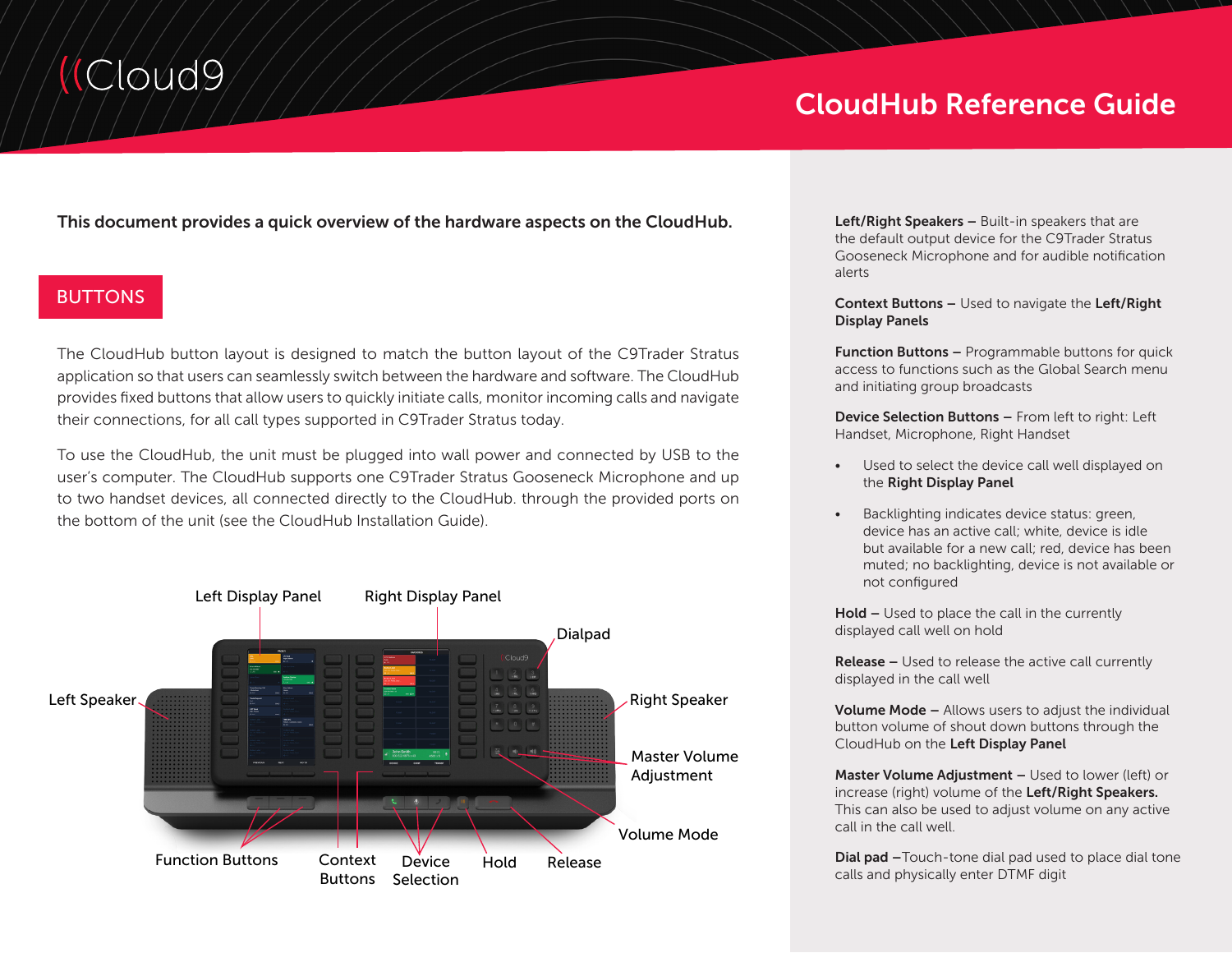# CloudHub Reference Guide

**This document provides a quick overview of the hardware aspects on the CloudHub.**

## BUTTONS

The CloudHub button layout is designed to match the button layout of the C9Trader Stratus application so that users can seamlessly switch between the hardware and software. The CloudHub provides fixed buttons that allow users to quickly initiate calls, monitor incoming calls and navigate their connections, for all call types supported in C9Trader Stratus today.

To use the CloudHub, the unit must be plugged into wall power and connected by USB to the user's computer. The CloudHub supports one C9Trader Stratus Gooseneck Microphone and up to two handset devices, all connected directly to the CloudHub. through the provided ports on the bottom of the unit (see the CloudHub Installation Guide).

Left Display Panel, Right Display Panel, Dialpad, Left Speaker, Right Speaker, Master Volume Adjustment, Volume Mode, Function Buttons, Context Buttons, Device Selection, Hold, Release

**Left/Right Speakers –** Built-in speakers that are the default output device for the C9Trader Stratus Gooseneck Microphone and for audible notification alerts

**Context Buttons –** Used to navigate the **Left/Right Display Panels**

**Function Buttons –** Programmable buttons for quick access to functions such as the Global Search menu and initiating group broadcasts

**Device Selection Buttons –** From left to right: Left Handset, Microphone, Right Handset

- Used to select the device call well displayed on the **Right Display Panel**
- Backlighting indicates device status: green, device has an active call; white, device is idle but available for a new call; red, device has been muted; no backlighting, device is not available or not configured

**Hold –** Used to place the call in the currently displayed call well on hold

**Release –** Used to release the active call currently displayed in the call well

**Volume Mode –** Allows users to adjust the individual button volume of shout down buttons through the CloudHub on the **Left Display Panel**

**Master Volume Adjustment –** Used to lower (left) or increase (right) volume of the **Left/Right Speakers.** This can also be used to adjust volume on any active call in the call well.

**Dial pad –**Touch-tone dial pad used to place dial tone calls and physically enter DTMF digit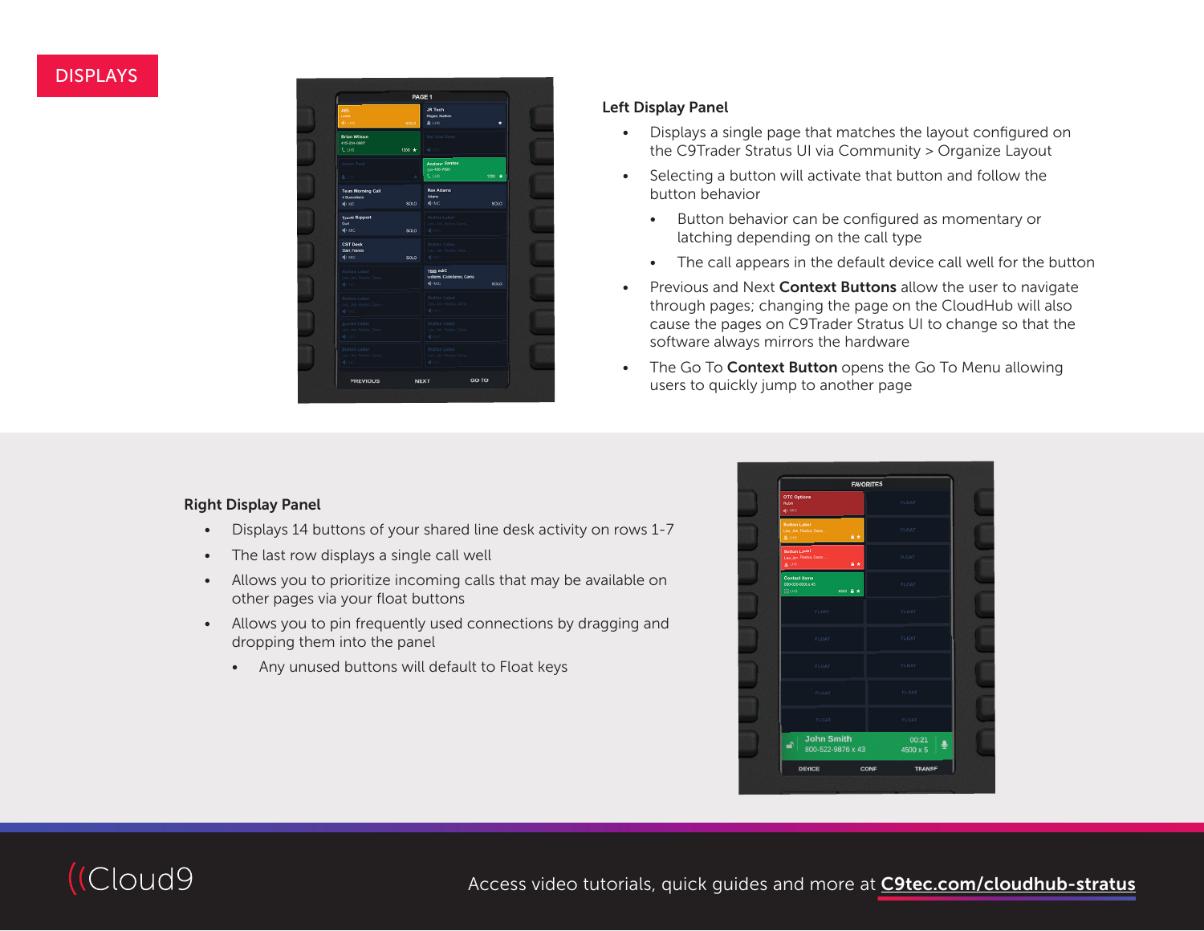DISPLAYS

### Left Display Panel

- Displays a single page that matches the layout configured on the C9Trader Stratus UI via Community > Organize Layout
- Selecting a button will activate that button and follow the button behavior
  - Button behavior can be configured as momentary or latching depending on the call type
  - The call appears in the default device call well for the button
- Previous and Next **Context Buttons** allow the user to navigate through pages; changing the page on the CloudHub will also cause the pages on C9Trader Stratus UI to change so that the software always mirrors the hardware
- The Go To **Context Button** opens the Go To Menu allowing users to quickly jump to another page

### Right Display Panel

- Displays 14 buttons of your shared line desk activity on rows 1-7
- The last row displays a single call well
- Allows you to prioritize incoming calls that may be available on other pages via your float buttons
- Allows you to pin frequently used connections by dragging and dropping them into the panel
  - Any unused buttons will default to Float keys

Cloud9

Access video tutorials, quick guides and more at **C9tec.com/cloudhub-stratus**